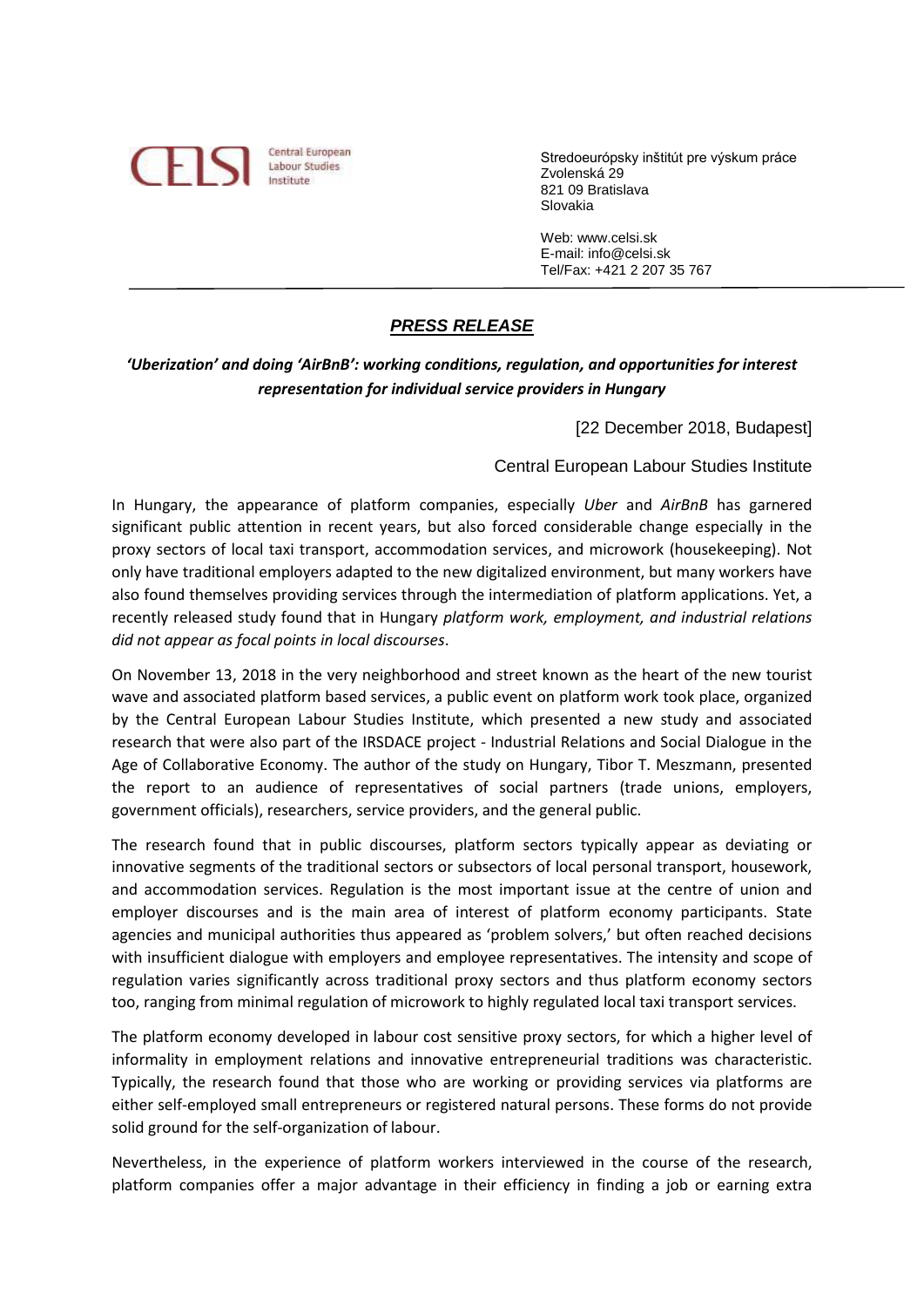Central European Labour Studies Institute

Stredoeurópsky inštitút pre výskum práce
Zvolenská 29
821 09 Bratislava
Slovakia

Web: www.celsi.sk
E-mail: info@celsi.sk
Tel/Fax: +421 2 207 35 767

---

# ***PRESS RELEASE***

***'Uberization' and doing 'AirBnB': working conditions, regulation, and opportunities for interest representation for individual service providers in Hungary***

[22 December 2018, Budapest]

Central European Labour Studies Institute

In Hungary, the appearance of platform companies, especially *Uber* and *AirBnB* has garnered significant public attention in recent years, but also forced considerable change especially in the proxy sectors of local taxi transport, accommodation services, and microwork (housekeeping). Not only have traditional employers adapted to the new digitalized environment, but many workers have also found themselves providing services through the intermediation of platform applications. Yet, a recently released study found that in Hungary *platform work, employment, and industrial relations did not appear as focal points in local discourses*.

On November 13, 2018 in the very neighborhood and street known as the heart of the new tourist wave and associated platform based services, a public event on platform work took place, organized by the Central European Labour Studies Institute, which presented a new study and associated research that were also part of the IRSDACE project - Industrial Relations and Social Dialogue in the Age of Collaborative Economy. The author of the study on Hungary, Tibor T. Meszmann, presented the report to an audience of representatives of social partners (trade unions, employers, government officials), researchers, service providers, and the general public.

The research found that in public discourses, platform sectors typically appear as deviating or innovative segments of the traditional sectors or subsectors of local personal transport, housework, and accommodation services. Regulation is the most important issue at the centre of union and employer discourses and is the main area of interest of platform economy participants. State agencies and municipal authorities thus appeared as 'problem solvers,' but often reached decisions with insufficient dialogue with employers and employee representatives. The intensity and scope of regulation varies significantly across traditional proxy sectors and thus platform economy sectors too, ranging from minimal regulation of microwork to highly regulated local taxi transport services.

The platform economy developed in labour cost sensitive proxy sectors, for which a higher level of informality in employment relations and innovative entrepreneurial traditions was characteristic. Typically, the research found that those who are working or providing services via platforms are either self-employed small entrepreneurs or registered natural persons. These forms do not provide solid ground for the self-organization of labour.

Nevertheless, in the experience of platform workers interviewed in the course of the research, platform companies offer a major advantage in their efficiency in finding a job or earning extra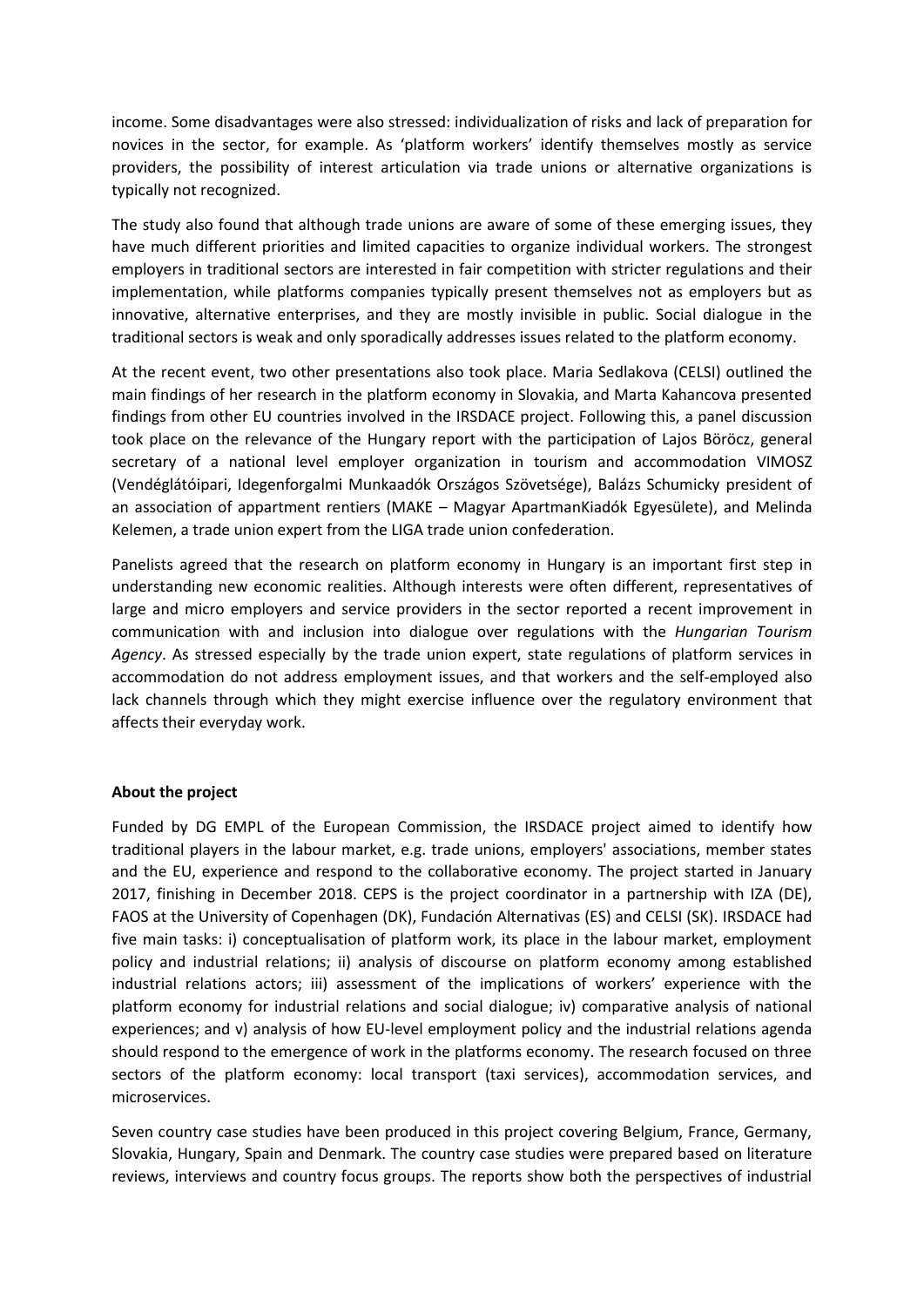income. Some disadvantages were also stressed: individualization of risks and lack of preparation for novices in the sector, for example. As 'platform workers' identify themselves mostly as service providers, the possibility of interest articulation via trade unions or alternative organizations is typically not recognized.

The study also found that although trade unions are aware of some of these emerging issues, they have much different priorities and limited capacities to organize individual workers. The strongest employers in traditional sectors are interested in fair competition with stricter regulations and their implementation, while platforms companies typically present themselves not as employers but as innovative, alternative enterprises, and they are mostly invisible in public. Social dialogue in the traditional sectors is weak and only sporadically addresses issues related to the platform economy.

At the recent event, two other presentations also took place. Maria Sedlakova (CELSI) outlined the main findings of her research in the platform economy in Slovakia, and Marta Kahancova presented findings from other EU countries involved in the IRSDACE project. Following this, a panel discussion took place on the relevance of the Hungary report with the participation of Lajos Böröcz, general secretary of a national level employer organization in tourism and accommodation VIMOSZ (Vendéglátóipari, Idegenforgalmi Munkaadók Országos Szövetsége), Balázs Schumicky president of an association of appartment rentiers (MAKE – Magyar ApartmanKiadók Egyesülete), and Melinda Kelemen, a trade union expert from the LIGA trade union confederation.

Panelists agreed that the research on platform economy in Hungary is an important first step in understanding new economic realities. Although interests were often different, representatives of large and micro employers and service providers in the sector reported a recent improvement in communication with and inclusion into dialogue over regulations with the *Hungarian Tourism Agency*. As stressed especially by the trade union expert, state regulations of platform services in accommodation do not address employment issues, and that workers and the self-employed also lack channels through which they might exercise influence over the regulatory environment that affects their everyday work.

**About the project**

Funded by DG EMPL of the European Commission, the IRSDACE project aimed to identify how traditional players in the labour market, e.g. trade unions, employers' associations, member states and the EU, experience and respond to the collaborative economy. The project started in January 2017, finishing in December 2018. CEPS is the project coordinator in a partnership with IZA (DE), FAOS at the University of Copenhagen (DK), Fundación Alternativas (ES) and CELSI (SK). IRSDACE had five main tasks: i) conceptualisation of platform work, its place in the labour market, employment policy and industrial relations; ii) analysis of discourse on platform economy among established industrial relations actors; iii) assessment of the implications of workers' experience with the platform economy for industrial relations and social dialogue; iv) comparative analysis of national experiences; and v) analysis of how EU-level employment policy and the industrial relations agenda should respond to the emergence of work in the platforms economy. The research focused on three sectors of the platform economy: local transport (taxi services), accommodation services, and microservices.

Seven country case studies have been produced in this project covering Belgium, France, Germany, Slovakia, Hungary, Spain and Denmark. The country case studies were prepared based on literature reviews, interviews and country focus groups. The reports show both the perspectives of industrial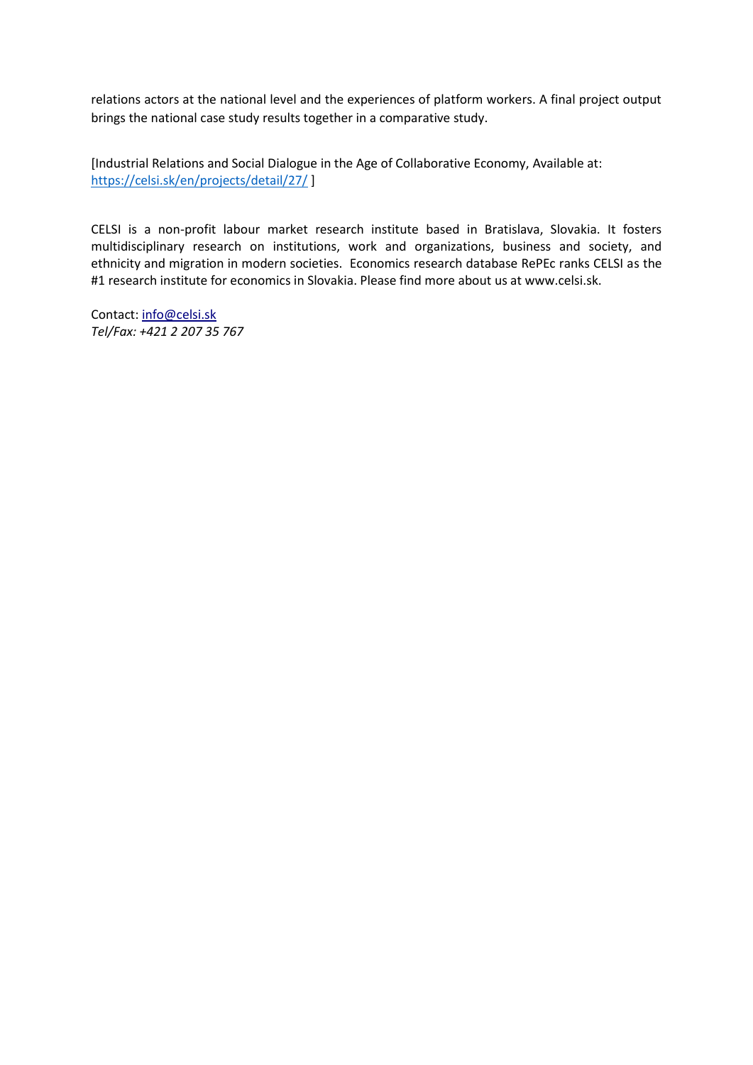relations actors at the national level and the experiences of platform workers. A final project output brings the national case study results together in a comparative study.

[Industrial Relations and Social Dialogue in the Age of Collaborative Economy, Available at: https://celsi.sk/en/projects/detail/27/ ]

CELSI is a non-profit labour market research institute based in Bratislava, Slovakia. It fosters multidisciplinary research on institutions, work and organizations, business and society, and ethnicity and migration in modern societies. Economics research database RePEc ranks CELSI as the #1 research institute for economics in Slovakia. Please find more about us at www.celsi.sk.

Contact: info@celsi.sk
*Tel/Fax: +421 2 207 35 767*